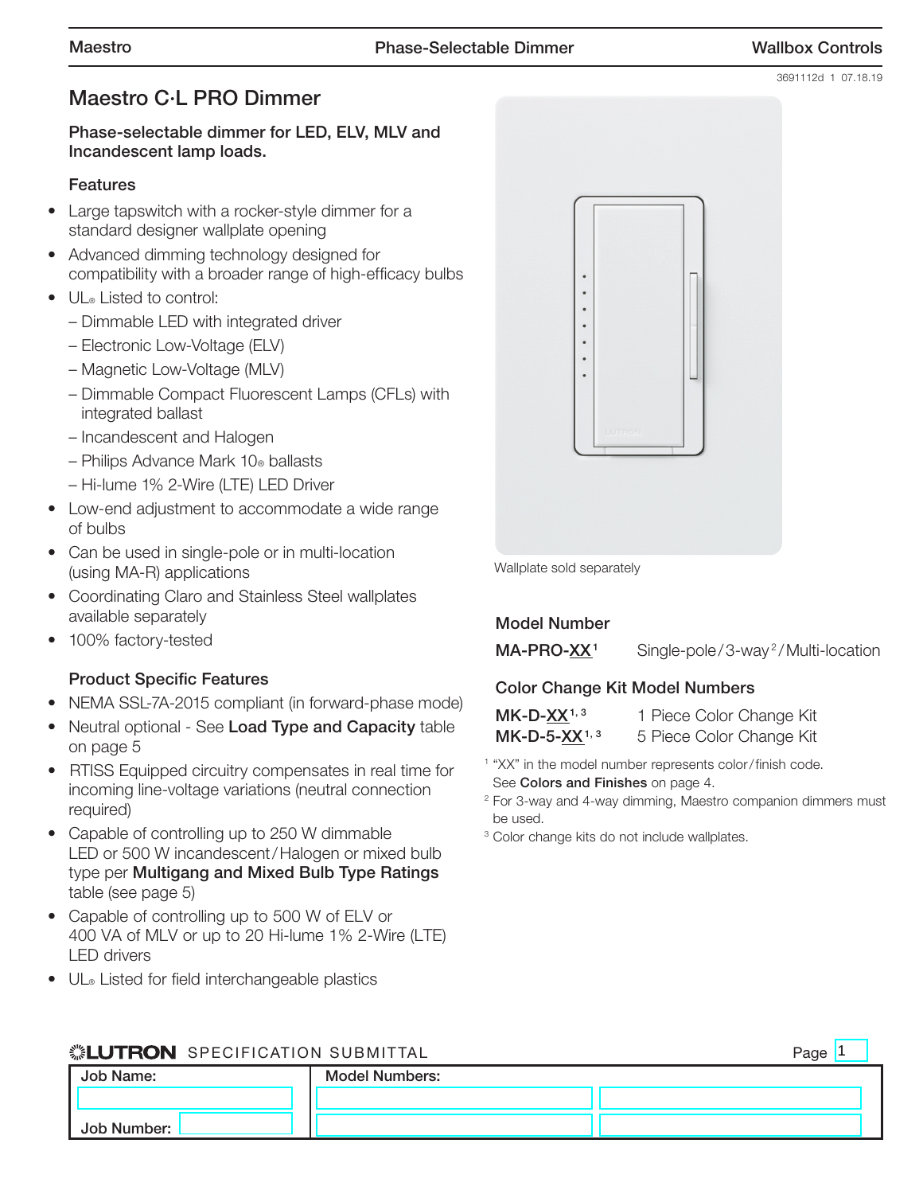3691112d 1 07.18.19

# Maestro C·L PRO Dimmer

**Phase-selectable dimmer for LED, ELV, MLV and Incandescent lamp loads.**

## Features

- Large tapswitch with a rocker-style dimmer for a standard designer wallplate opening
- Advanced dimming technology designed for compatibility with a broader range of high-efficacy bulbs
- UL® Listed to control:
  - – Dimmable LED with integrated driver
  - – Electronic Low-Voltage (ELV)
  - – Magnetic Low-Voltage (MLV)
  - – Dimmable Compact Fluorescent Lamps (CFLs) with integrated ballast
  - – Incandescent and Halogen
  - – Philips Advance Mark 10® ballasts
  - – Hi-lume 1% 2-Wire (LTE) LED Driver
- Low-end adjustment to accommodate a wide range of bulbs
- Can be used in single-pole or in multi-location (using MA-R) applications
- Coordinating Claro and Stainless Steel wallplates available separately
- 100% factory-tested

## Product Specific Features

- NEMA SSL-7A-2015 compliant (in forward-phase mode)
- Neutral optional - See **Load Type and Capacity** table on page 5
- RTISS Equipped circuitry compensates in real time for incoming line-voltage variations (neutral connection required)
- Capable of controlling up to 250 W dimmable LED or 500 W incandescent/Halogen or mixed bulb type per **Multigang and Mixed Bulb Type Ratings** table (see page 5)
- Capable of controlling up to 500 W of ELV or 400 VA of MLV or up to 20 Hi-lume 1% 2-Wire (LTE) LED drivers
- UL® Listed for field interchangeable plastics

Wallplate sold separately

## Model Number

| | |
|---|---|
| **MA-PRO-XX**[1] | Single-pole/3-way[2]/Multi-location |

## Color Change Kit Model Numbers

| | |
|---|---|
| **MK-D-XX**[1, 3] | 1 Piece Color Change Kit |
| **MK-D-5-XX**[1, 3] | 5 Piece Color Change Kit |

[1] "XX" in the model number represents color/finish code. See **Colors and Finishes** on page 4.

[2] For 3-way and 4-way dimming, Maestro companion dimmers must be used.

[3] Color change kits do not include wallplates.

**LUTRON** SPECIFICATION SUBMITTAL

| Job Name: | Model Numbers: | |
|---|---|---|
| | | |
| Job Number: | | |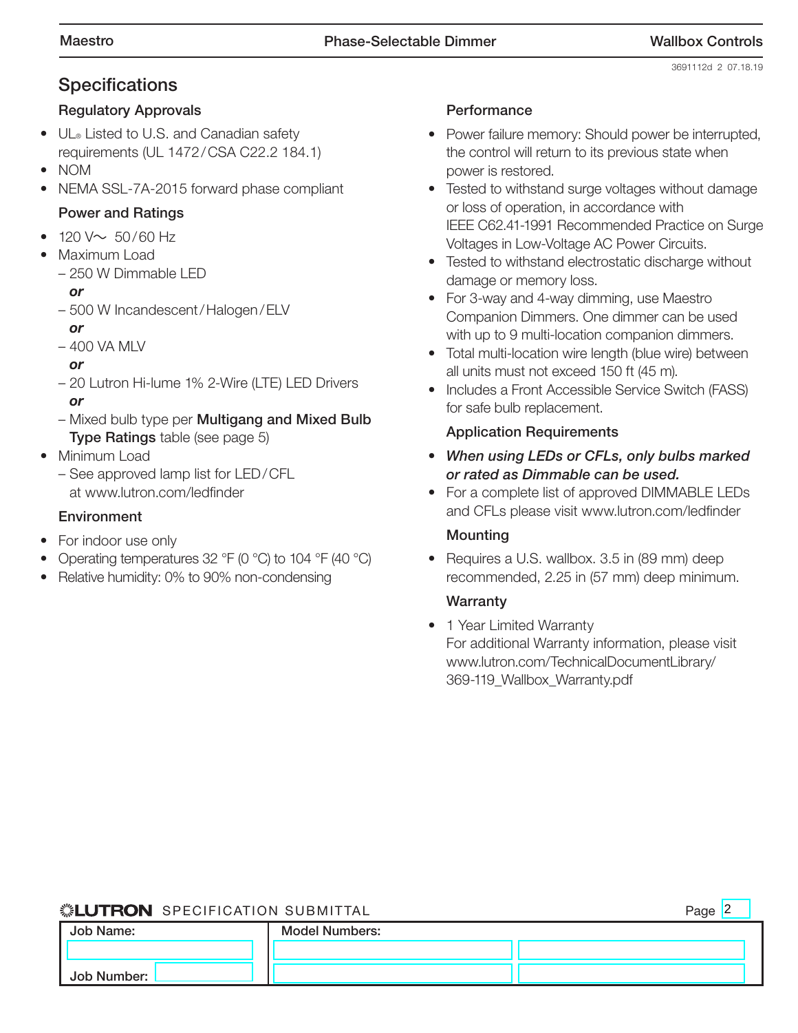## Specifications

### Regulatory Approvals

- UL® Listed to U.S. and Canadian safety requirements (UL 1472/CSA C22.2 184.1)
- NOM
- NEMA SSL-7A-2015 forward phase compliant

### Power and Ratings

- 120 V~ 50/60 Hz
- Maximum Load
  - 250 W Dimmable LED
  
  ***or***
  - 500 W Incandescent/Halogen/ELV
  
  ***or***
  - 400 VA MLV
  
  ***or***
  - 20 Lutron Hi-lume 1% 2-Wire (LTE) LED Drivers
  
  ***or***
  - Mixed bulb type per **Multigang and Mixed Bulb Type Ratings** table (see page 5)
- Minimum Load
  - See approved lamp list for LED/CFL at www.lutron.com/ledfinder

### Environment

- For indoor use only
- Operating temperatures 32 °F (0 °C) to 104 °F (40 °C)
- Relative humidity: 0% to 90% non-condensing

### Performance

- Power failure memory: Should power be interrupted, the control will return to its previous state when power is restored.
- Tested to withstand surge voltages without damage or loss of operation, in accordance with IEEE C62.41-1991 Recommended Practice on Surge Voltages in Low-Voltage AC Power Circuits.
- Tested to withstand electrostatic discharge without damage or memory loss.
- For 3-way and 4-way dimming, use Maestro Companion Dimmers. One dimmer can be used with up to 9 multi-location companion dimmers.
- Total multi-location wire length (blue wire) between all units must not exceed 150 ft (45 m).
- Includes a Front Accessible Service Switch (FASS) for safe bulb replacement.

### Application Requirements

- ***When using LEDs or CFLs, only bulbs marked or rated as Dimmable can be used.***
- For a complete list of approved DIMMABLE LEDs and CFLs please visit www.lutron.com/ledfinder

### Mounting

- Requires a U.S. wallbox. 3.5 in (89 mm) deep recommended, 2.25 in (57 mm) deep minimum.

### Warranty

- 1 Year Limited Warranty
  For additional Warranty information, please visit www.lutron.com/TechnicalDocumentLibrary/369-119_Wallbox_Warranty.pdf

**LUTRON** SPECIFICATION SUBMITTAL

| Job Name: | Model Numbers: | |
|---|---|---|
| | | |
| Job Number: | | |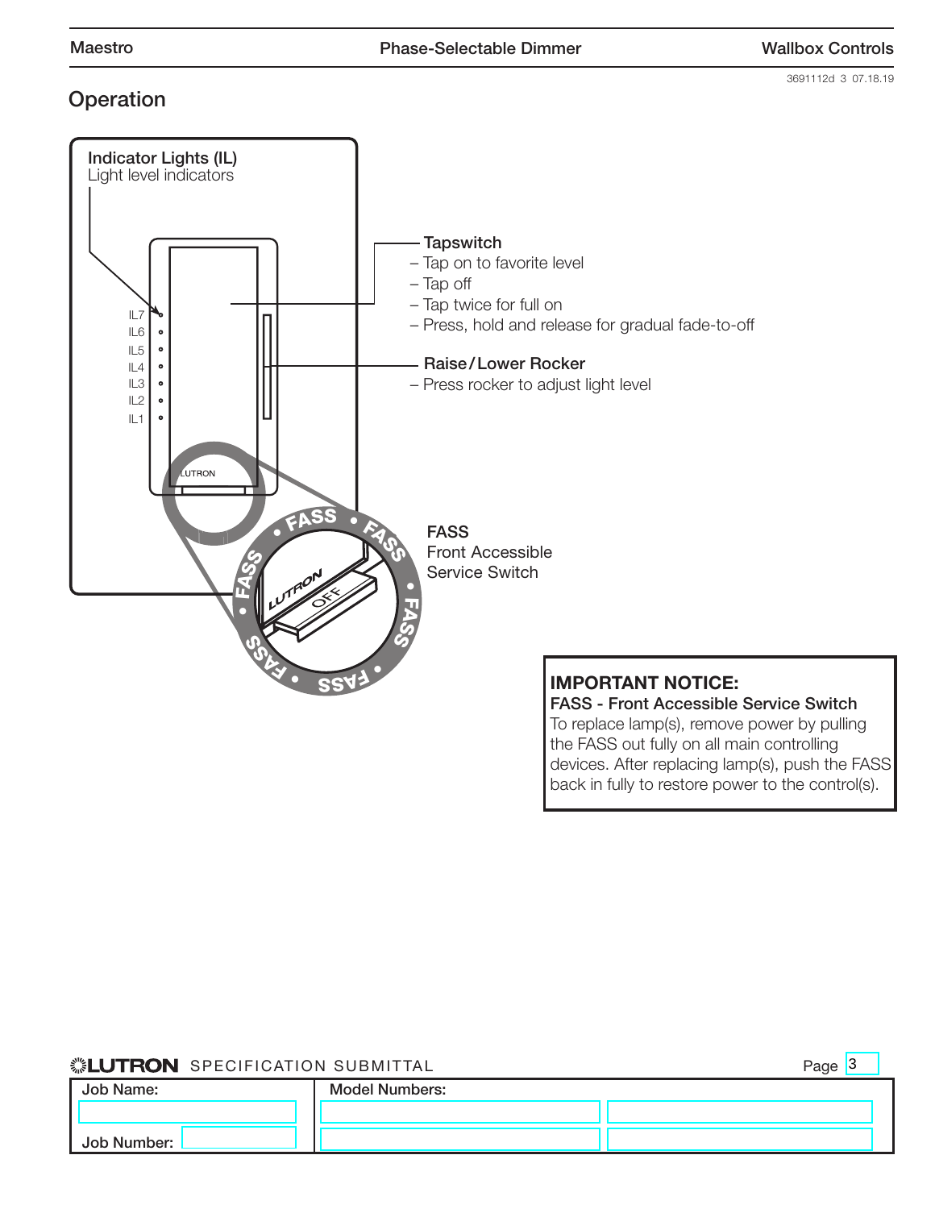## Operation

**Indicator Lights (IL)**
Light level indicators

IL7
IL6
IL5
IL4
IL3
IL2
IL1

**Tapswitch**
– Tap on to favorite level
– Tap off
– Tap twice for full on
– Press, hold and release for gradual fade-to-off

**Raise/Lower Rocker**
– Press rocker to adjust light level

**FASS**
Front Accessible
Service Switch

**IMPORTANT NOTICE:**
**FASS - Front Accessible Service Switch**
To replace lamp(s), remove power by pulling the FASS out fully on all main controlling devices. After replacing lamp(s), push the FASS back in fully to restore power to the control(s).

LUTRON SPECIFICATION SUBMITTAL

| Job Name: | Model Numbers: | |
|---|---|---|
| | | |
| Job Number: | | |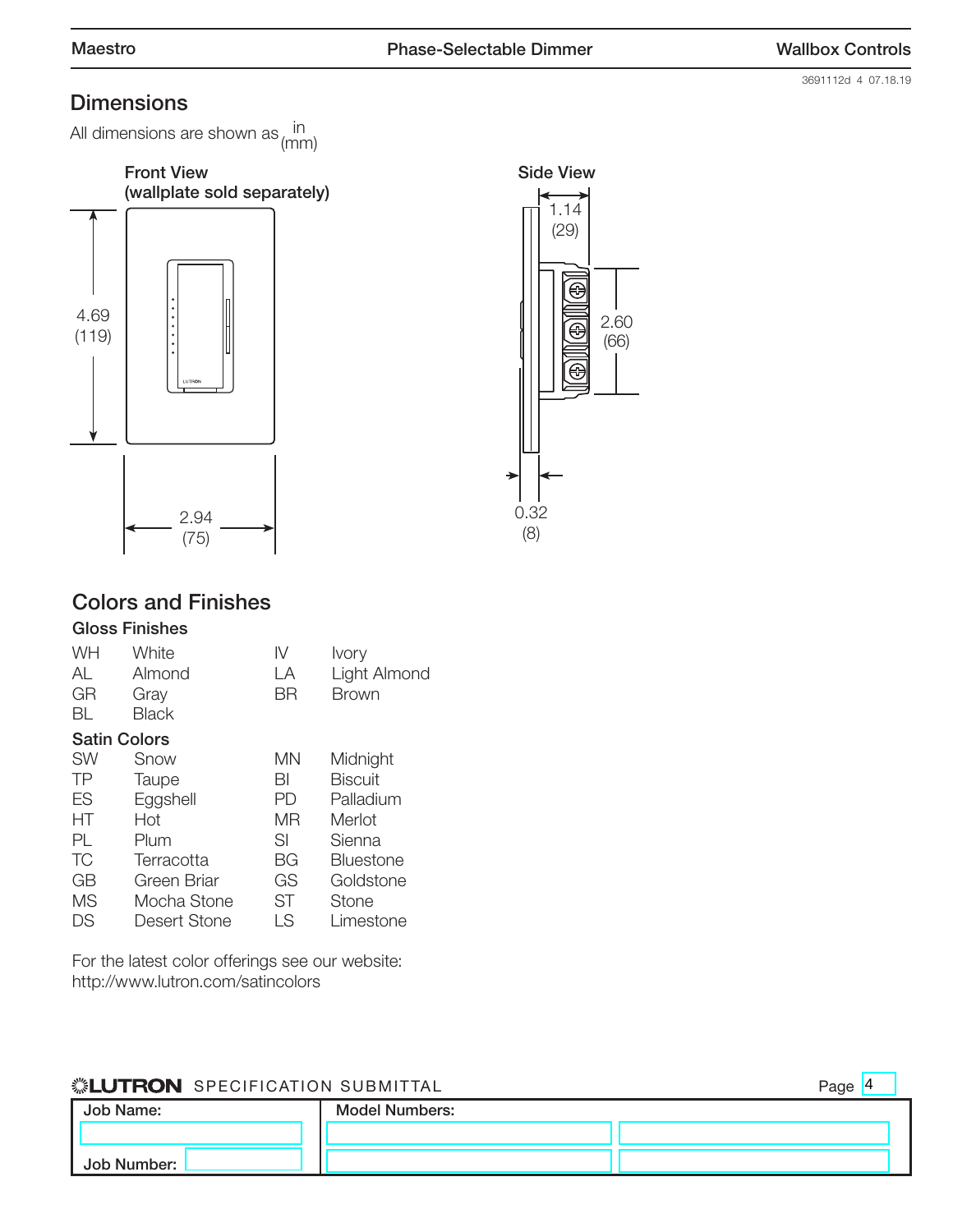## Dimensions

All dimensions are shown as in (mm)

**Front View (wallplate sold separately)**

4.69 (119)

2.94 (75)

**Side View**

1.14 (29)

2.60 (66)

0.32 (8)

## Colors and Finishes

### Gloss Finishes

| | | | |
|---|---|---|---|
| WH | White | IV | Ivory |
| AL | Almond | LA | Light Almond |
| GR | Gray | BR | Brown |
| BL | Black | | |

### Satin Colors

| | | | |
|---|---|---|---|
| SW | Snow | MN | Midnight |
| TP | Taupe | BI | Biscuit |
| ES | Eggshell | PD | Palladium |
| HT | Hot | MR | Merlot |
| PL | Plum | SI | Sienna |
| TC | Terracotta | BG | Bluestone |
| GB | Green Briar | GS | Goldstone |
| MS | Mocha Stone | ST | Stone |
| DS | Desert Stone | LS | Limestone |

For the latest color offerings see our website:
http://www.lutron.com/satincolors

**LUTRON** SPECIFICATION SUBMITTAL

| Job Name: | Model Numbers: | |
|---|---|---|
| | | |
| Job Number: | | |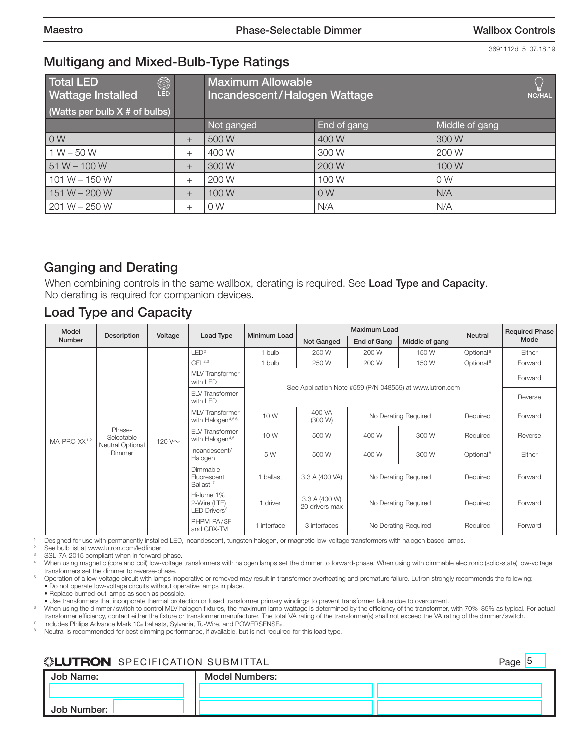## Multigang and Mixed-Bulb-Type Ratings

| Total LED Wattage Installed (Watts per bulb X # of bulbs) | | Maximum Allowable Incandescent/Halogen Wattage | | |
|---|---|---|---|---|
| | | Not ganged | End of gang | Middle of gang |
| 0 W | + | 500 W | 400 W | 300 W |
| 1 W – 50 W | + | 400 W | 300 W | 200 W |
| 51 W – 100 W | + | 300 W | 200 W | 100 W |
| 101 W – 150 W | + | 200 W | 100 W | 0 W |
| 151 W – 200 W | + | 100 W | 0 W | N/A |
| 201 W – 250 W | + | 0 W | N/A | N/A |

## Ganging and Derating

When combining controls in the same wallbox, derating is required. See **Load Type and Capacity**.
No derating is required for companion devices.

## Load Type and Capacity

| Model Number | Description | Voltage | Load Type | Minimum Load | Maximum Load | | | Neutral | Required Phase Mode |
|---|---|---|---|---|---|---|---|---|---|
| | | | | | Not Ganged | End of Gang | Middle of gang | | |
| MA-PRO-XX[1,2] | Phase-Selectable Neutral Optional Dimmer | 120 V~ | LED[2] | 1 bulb | 250 W | 200 W | 150 W | Optional[8] | Either |
| | | | CFL[2,3] | 1 bulb | 250 W | 200 W | 150 W | Optional[8] | Forward |
| | | | MLV Transformer with LED | See Application Note #559 (P/N 048559) at www.lutron.com | | | | | Forward |
| | | | ELV Transformer with LED | | | | | | Reverse |
| | | | MLV Transformer with Halogen[4,5,6] | 10 W | 400 VA (300 W) | No Derating Required | | Required | Forward |
| | | | ELV Transformer with Halogen[4,5] | 10 W | 500 W | 400 W | 300 W | Required | Reverse |
| | | | Incandescent/ Halogen | 5 W | 500 W | 400 W | 300 W | Optional[8] | Either |
| | | | Dimmable Fluorescent Ballast[7] | 1 ballast | 3.3 A (400 VA) | No Derating Required | | Required | Forward |
| | | | Hi-lume 1% 2-Wire (LTE) LED Drivers[3] | 1 driver | 3.3 A (400 W) 20 drivers max | No Derating Required | | Required | Forward |
| | | | PHPM-PA/3F and GRX-TVI | 1 interface | 3 interfaces | No Derating Required | | Required | Forward |

1 Designed for use with permanently installed LED, incandescent, tungsten halogen, or magnetic low-voltage transformers with halogen based lamps.
2 See bulb list at www.lutron.com/ledfinder
3 SSL-7A-2015 compliant when in forward-phase.
4 When using magnetic (core and coil) low-voltage transformers with halogen lamps set the dimmer to forward-phase. When using with dimmable electronic (solid-state) low-voltage transformers set the dimmer to reverse-phase.
5 Operation of a low-voltage circuit with lamps inoperative or removed may result in transformer overheating and premature failure. Lutron strongly recommends the following:
- Do not operate low-voltage circuits without operative lamps in place.
- Replace burned-out lamps as soon as possible.
- Use transformers that incorporate thermal protection or fused transformer primary windings to prevent transformer failure due to overcurrent.

6 When using the dimmer/switch to control MLV halogen fixtures, the maximum lamp wattage is determined by the efficiency of the transformer, with 70%–85% as typical. For actual transformer efficiency, contact either the fixture or transformer manufacturer. The total VA rating of the transformer(s) shall not exceed the VA rating of the dimmer/switch.
7 Includes Philips Advance Mark 10® ballasts, Sylvania, Tu-Wire, and POWERSENSE®.
8 Neutral is recommended for best dimming performance, if available, but is not required for this load type.

**LUTRON** SPECIFICATION SUBMITTAL

| Job Name: | Model Numbers: | |
|---|---|---|
| | | |
| Job Number: | | |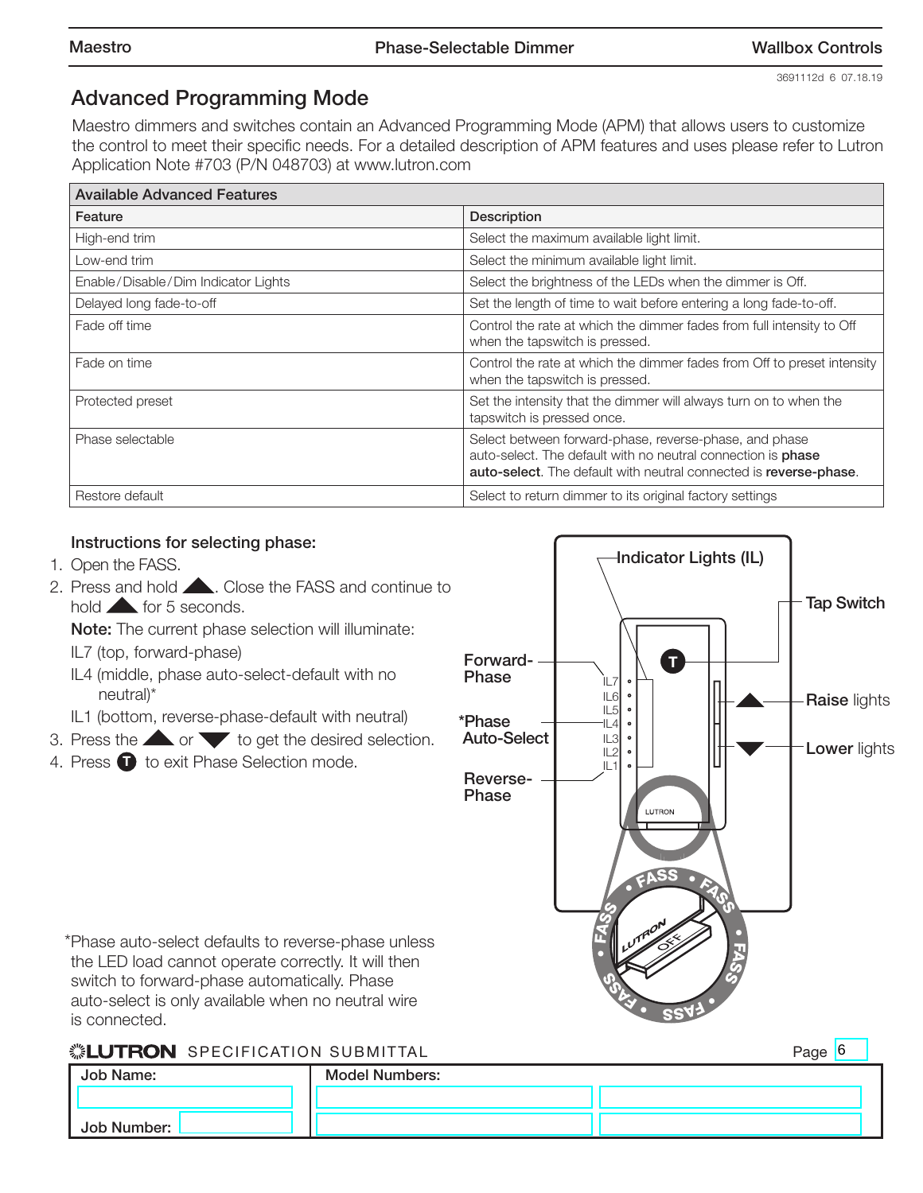## Advanced Programming Mode

Maestro dimmers and switches contain an Advanced Programming Mode (APM) that allows users to customize the control to meet their specific needs. For a detailed description of APM features and uses please refer to Lutron Application Note #703 (P/N 048703) at www.lutron.com

| Available Advanced Features | |
|---|---|
| **Feature** | **Description** |
| High-end trim | Select the maximum available light limit. |
| Low-end trim | Select the minimum available light limit. |
| Enable/Disable/Dim Indicator Lights | Select the brightness of the LEDs when the dimmer is Off. |
| Delayed long fade-to-off | Set the length of time to wait before entering a long fade-to-off. |
| Fade off time | Control the rate at which the dimmer fades from full intensity to Off when the tapswitch is pressed. |
| Fade on time | Control the rate at which the dimmer fades from Off to preset intensity when the tapswitch is pressed. |
| Protected preset | Set the intensity that the dimmer will always turn on to when the tapswitch is pressed once. |
| Phase selectable | Select between forward-phase, reverse-phase, and phase auto-select. The default with no neutral connection is **phase auto-select**. The default with neutral connected is **reverse-phase**. |
| Restore default | Select to return dimmer to its original factory settings |

### Instructions for selecting phase:

1. Open the FASS.
2. Press and hold ▲. Close the FASS and continue to hold ▲ for 5 seconds.

   **Note:** The current phase selection will illuminate:

   IL7 (top, forward-phase)

   IL4 (middle, phase auto-select-default with no neutral)*

   IL1 (bottom, reverse-phase-default with neutral)
3. Press the ▲ or ▼ to get the desired selection.
4. Press Ⓣ to exit Phase Selection mode.

Indicator Lights (IL) — Tap Switch — Raise lights — Lower lights — Forward-Phase — *Phase Auto-Select — Reverse-Phase — IL7, IL6, IL5, IL4, IL3, IL2, IL1 — FASS

*Phase auto-select defaults to reverse-phase unless the LED load cannot operate correctly. It will then switch to forward-phase automatically. Phase auto-select is only available when no neutral wire is connected.

| Job Name: | Model Numbers: | |
|---|---|---|
| | | |
| Job Number: | | |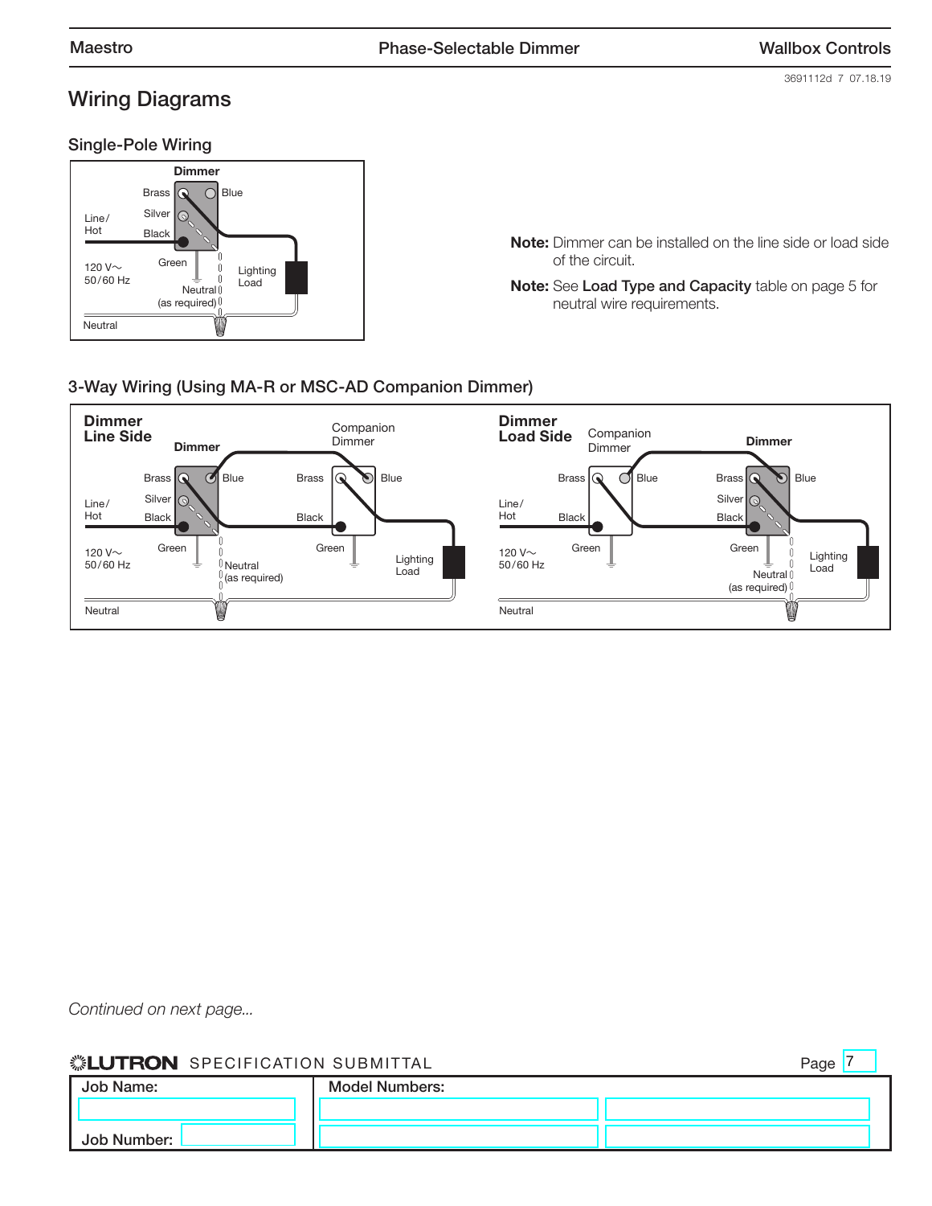# Wiring Diagrams

## Single-Pole Wiring

Dimmer

Brass, Blue, Silver, Black, Green

Line/Hot

120 V~ 50/60 Hz

Neutral (as required)

Lighting Load

Neutral

**Note:** Dimmer can be installed on the line side or load side of the circuit.

**Note:** See **Load Type and Capacity** table on page 5 for neutral wire requirements.

## 3-Way Wiring (Using MA-R or MSC-AD Companion Dimmer)

**Dimmer Line Side**

Dimmer: Brass, Blue, Silver, Black, Green

Companion Dimmer: Brass, Blue, Black, Green

Line/Hot

120 V~ 50/60 Hz

Neutral (as required)

Lighting Load

Neutral

**Dimmer Load Side**

Companion Dimmer: Brass, Blue, Black, Green

Dimmer: Brass, Blue, Silver, Black, Green

Line/Hot

120 V~ 50/60 Hz

Neutral (as required)

Lighting Load

Neutral

*Continued on next page...*

LUTRON SPECIFICATION SUBMITTAL

| Job Name: | Model Numbers: | |
|---|---|---|
| | | |
| Job Number: | | |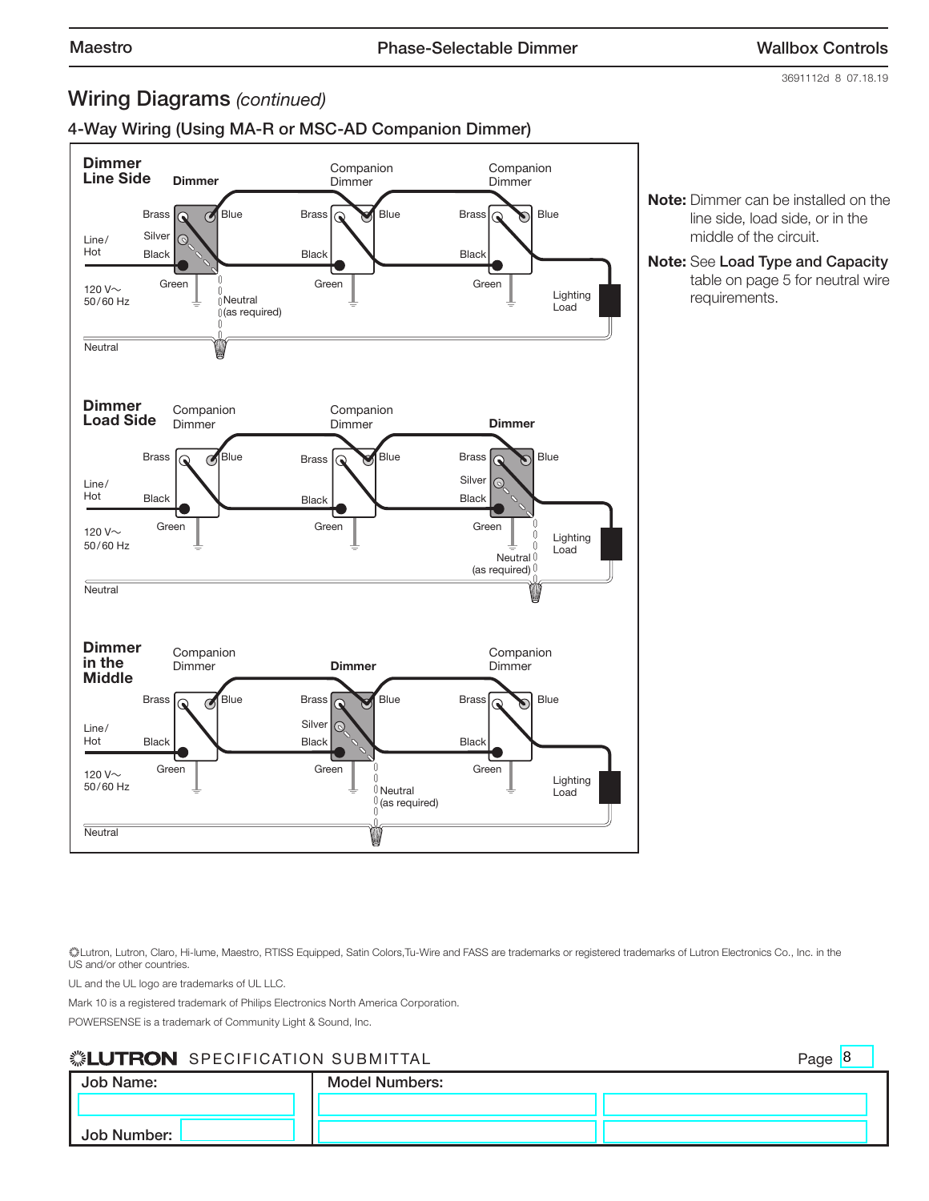3691112d 8 07.18.19

## Wiring Diagrams *(continued)*

### 4-Way Wiring (Using MA-R or MSC-AD Companion Dimmer)

**Dimmer Line Side**

Dimmer
Companion Dimmer
Companion Dimmer
Brass
Blue
Silver
Black
Green
Line/Hot
120 V~
50/60 Hz
Neutral (as required)
Neutral
Lighting Load

**Dimmer Load Side**

Companion Dimmer
Companion Dimmer
Dimmer
Brass
Blue
Silver
Black
Green
Line/Hot
120 V~
50/60 Hz
Neutral (as required)
Neutral
Lighting Load

**Dimmer in the Middle**

Companion Dimmer
Dimmer
Companion Dimmer
Brass
Blue
Silver
Black
Green
Line/Hot
120 V~
50/60 Hz
Neutral (as required)
Neutral
Lighting Load

**Note:** Dimmer can be installed on the line side, load side, or in the middle of the circuit.

**Note:** See **Load Type and Capacity** table on page 5 for neutral wire requirements.

Lutron, Lutron, Claro, Hi-lume, Maestro, RTISS Equipped, Satin Colors, Tu-Wire and FASS are trademarks or registered trademarks of Lutron Electronics Co., Inc. in the US and/or other countries.

UL and the UL logo are trademarks of UL LLC.

Mark 10 is a registered trademark of Philips Electronics North America Corporation.

POWERSENSE is a trademark of Community Light & Sound, Inc.

**LUTRON** SPECIFICATION SUBMITTAL

| Job Name: | Model Numbers: | |
|---|---|---|
| | | |
| Job Number: | | |